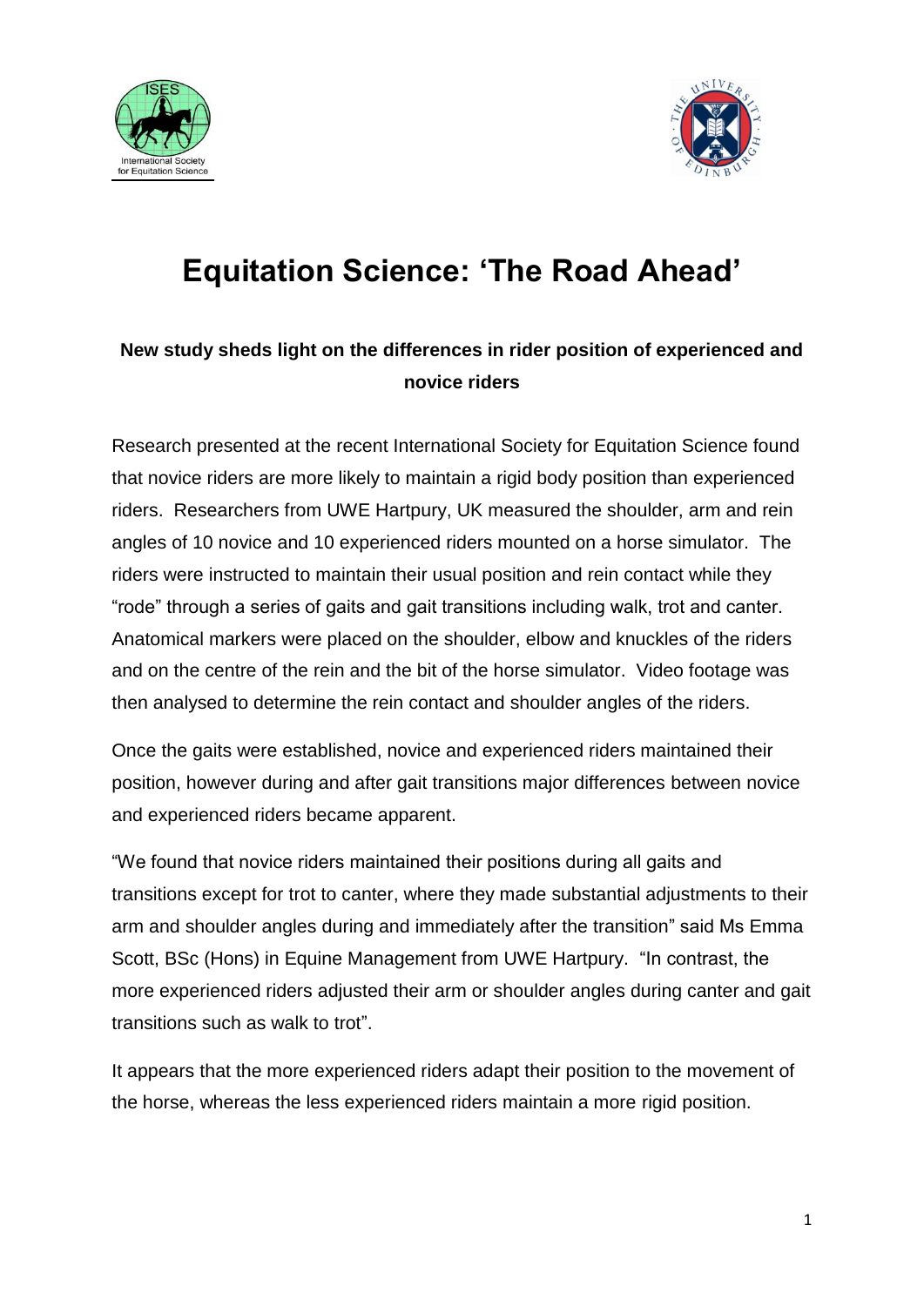# Equitation Science: 'The Road Ahead'

**New study sheds light on the differences in rider position of experienced and novice riders**

Research presented at the recent International Society for Equitation Science found that novice riders are more likely to maintain a rigid body position than experienced riders. Researchers from UWE Hartpury, UK measured the shoulder, arm and rein angles of 10 novice and 10 experienced riders mounted on a horse simulator. The riders were instructed to maintain their usual position and rein contact while they "rode" through a series of gaits and gait transitions including walk, trot and canter. Anatomical markers were placed on the shoulder, elbow and knuckles of the riders and on the centre of the rein and the bit of the horse simulator. Video footage was then analysed to determine the rein contact and shoulder angles of the riders.

Once the gaits were established, novice and experienced riders maintained their position, however during and after gait transitions major differences between novice and experienced riders became apparent.

"We found that novice riders maintained their positions during all gaits and transitions except for trot to canter, where they made substantial adjustments to their arm and shoulder angles during and immediately after the transition" said Ms Emma Scott, BSc (Hons) in Equine Management from UWE Hartpury. "In contrast, the more experienced riders adjusted their arm or shoulder angles during canter and gait transitions such as walk to trot".

It appears that the more experienced riders adapt their position to the movement of the horse, whereas the less experienced riders maintain a more rigid position.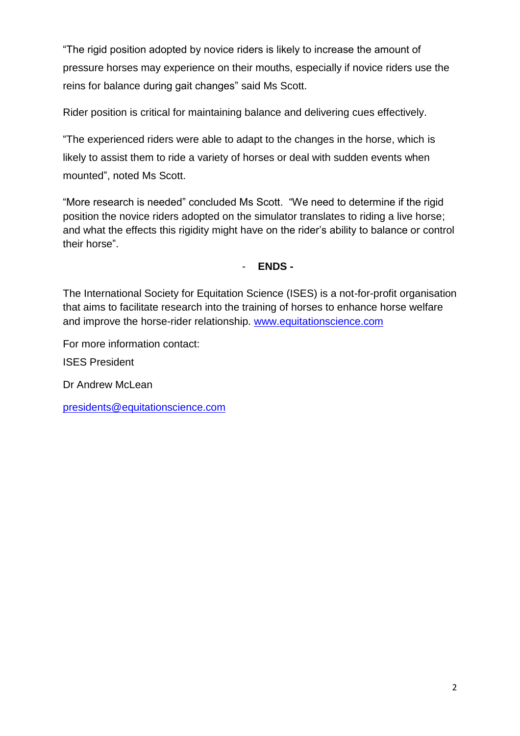“The rigid position adopted by novice riders is likely to increase the amount of pressure horses may experience on their mouths, especially if novice riders use the reins for balance during gait changes” said Ms Scott.

Rider position is critical for maintaining balance and delivering cues effectively.

“The experienced riders were able to adapt to the changes in the horse, which is likely to assist them to ride a variety of horses or deal with sudden events when mounted”, noted Ms Scott.

“More research is needed” concluded Ms Scott. “We need to determine if the rigid position the novice riders adopted on the simulator translates to riding a live horse; and what the effects this rigidity might have on the rider’s ability to balance or control their horse”.

- **ENDS -**

The International Society for Equitation Science (ISES) is a not-for-profit organisation that aims to facilitate research into the training of horses to enhance horse welfare and improve the horse-rider relationship. www.equitationscience.com

For more information contact:

ISES President

Dr Andrew McLean

presidents@equitationscience.com